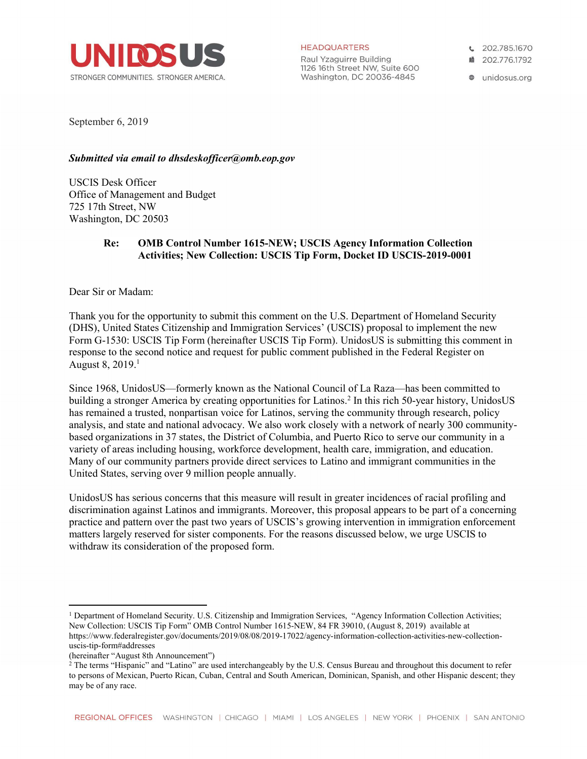UNIDOSUS
STRONGER COMMUNITIES. STRONGER AMERICA.

HEADQUARTERS
Raul Yzaguirre Building
1126 16th Street NW, Suite 600
Washington, DC 20036-4845

202.785.1670
202.776.1792
unidosus.org

September 6, 2019

***Submitted via email to dhsdeskofficer@omb.eop.gov***

USCIS Desk Officer
Office of Management and Budget
725 17th Street, NW
Washington, DC 20503

**Re: OMB Control Number 1615-NEW; USCIS Agency Information Collection Activities; New Collection: USCIS Tip Form, Docket ID USCIS-2019-0001**

Dear Sir or Madam:

Thank you for the opportunity to submit this comment on the U.S. Department of Homeland Security (DHS), United States Citizenship and Immigration Services' (USCIS) proposal to implement the new Form G-1530: USCIS Tip Form (hereinafter USCIS Tip Form). UnidosUS is submitting this comment in response to the second notice and request for public comment published in the Federal Register on August 8, 2019.[1]

Since 1968, UnidosUS—formerly known as the National Council of La Raza—has been committed to building a stronger America by creating opportunities for Latinos.[2] In this rich 50-year history, UnidosUS has remained a trusted, nonpartisan voice for Latinos, serving the community through research, policy analysis, and state and national advocacy. We also work closely with a network of nearly 300 community-based organizations in 37 states, the District of Columbia, and Puerto Rico to serve our community in a variety of areas including housing, workforce development, health care, immigration, and education. Many of our community partners provide direct services to Latino and immigrant communities in the United States, serving over 9 million people annually.

UnidosUS has serious concerns that this measure will result in greater incidences of racial profiling and discrimination against Latinos and immigrants. Moreover, this proposal appears to be part of a concerning practice and pattern over the past two years of USCIS's growing intervention in immigration enforcement matters largely reserved for sister components. For the reasons discussed below, we urge USCIS to withdraw its consideration of the proposed form.

---

[1] Department of Homeland Security. U.S. Citizenship and Immigration Services, "Agency Information Collection Activities; New Collection: USCIS Tip Form" OMB Control Number 1615-NEW, 84 FR 39010, (August 8, 2019) available at https://www.federalregister.gov/documents/2019/08/08/2019-17022/agency-information-collection-activities-new-collection-uscis-tip-form#addresses
(hereinafter "August 8th Announcement")

[2] The terms "Hispanic" and "Latino" are used interchangeably by the U.S. Census Bureau and throughout this document to refer to persons of Mexican, Puerto Rican, Cuban, Central and South American, Dominican, Spanish, and other Hispanic descent; they may be of any race.

REGIONAL OFFICES WASHINGTON | CHICAGO | MIAMI | LOS ANGELES | NEW YORK | PHOENIX | SAN ANTONIO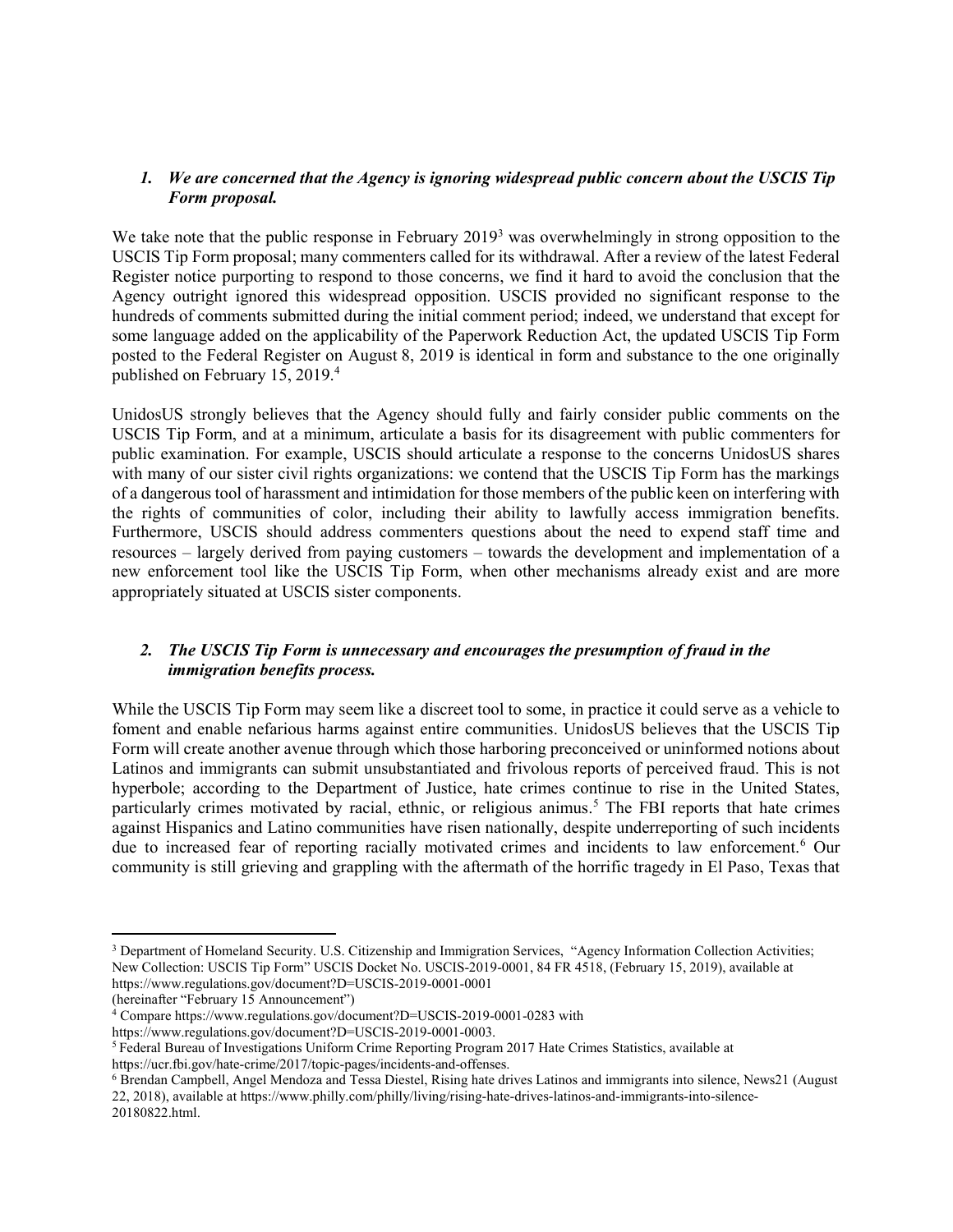### *1. We are concerned that the Agency is ignoring widespread public concern about the USCIS Tip Form proposal.*

We take note that the public response in February 2019[3] was overwhelmingly in strong opposition to the USCIS Tip Form proposal; many commenters called for its withdrawal. After a review of the latest Federal Register notice purporting to respond to those concerns, we find it hard to avoid the conclusion that the Agency outright ignored this widespread opposition. USCIS provided no significant response to the hundreds of comments submitted during the initial comment period; indeed, we understand that except for some language added on the applicability of the Paperwork Reduction Act, the updated USCIS Tip Form posted to the Federal Register on August 8, 2019 is identical in form and substance to the one originally published on February 15, 2019.[4]

UnidosUS strongly believes that the Agency should fully and fairly consider public comments on the USCIS Tip Form, and at a minimum, articulate a basis for its disagreement with public commenters for public examination. For example, USCIS should articulate a response to the concerns UnidosUS shares with many of our sister civil rights organizations: we contend that the USCIS Tip Form has the markings of a dangerous tool of harassment and intimidation for those members of the public keen on interfering with the rights of communities of color, including their ability to lawfully access immigration benefits. Furthermore, USCIS should address commenters questions about the need to expend staff time and resources – largely derived from paying customers – towards the development and implementation of a new enforcement tool like the USCIS Tip Form, when other mechanisms already exist and are more appropriately situated at USCIS sister components.

### *2. The USCIS Tip Form is unnecessary and encourages the presumption of fraud in the immigration benefits process.*

While the USCIS Tip Form may seem like a discreet tool to some, in practice it could serve as a vehicle to foment and enable nefarious harms against entire communities. UnidosUS believes that the USCIS Tip Form will create another avenue through which those harboring preconceived or uninformed notions about Latinos and immigrants can submit unsubstantiated and frivolous reports of perceived fraud. This is not hyperbole; according to the Department of Justice, hate crimes continue to rise in the United States, particularly crimes motivated by racial, ethnic, or religious animus.[5] The FBI reports that hate crimes against Hispanics and Latino communities have risen nationally, despite underreporting of such incidents due to increased fear of reporting racially motivated crimes and incidents to law enforcement.[6] Our community is still grieving and grappling with the aftermath of the horrific tragedy in El Paso, Texas that

---

[3] Department of Homeland Security. U.S. Citizenship and Immigration Services, "Agency Information Collection Activities; New Collection: USCIS Tip Form" USCIS Docket No. USCIS-2019-0001, 84 FR 4518, (February 15, 2019), available at https://www.regulations.gov/document?D=USCIS-2019-0001-0001 (hereinafter "February 15 Announcement")

[4] Compare https://www.regulations.gov/document?D=USCIS-2019-0001-0283 with https://www.regulations.gov/document?D=USCIS-2019-0001-0003.

[5] Federal Bureau of Investigations Uniform Crime Reporting Program 2017 Hate Crimes Statistics, available at https://ucr.fbi.gov/hate-crime/2017/topic-pages/incidents-and-offenses.

[6] Brendan Campbell, Angel Mendoza and Tessa Diestel, Rising hate drives Latinos and immigrants into silence, News21 (August 22, 2018), available at https://www.philly.com/philly/living/rising-hate-drives-latinos-and-immigrants-into-silence-20180822.html.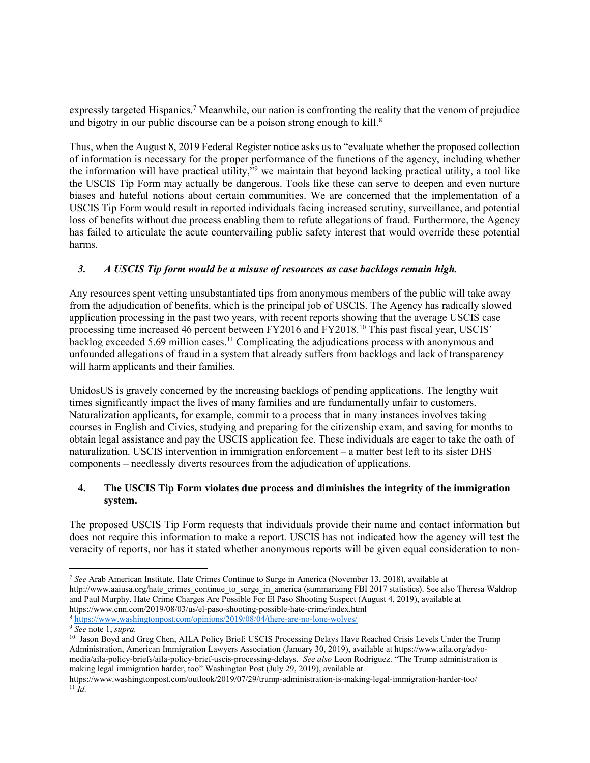expressly targeted Hispanics.[7] Meanwhile, our nation is confronting the reality that the venom of prejudice and bigotry in our public discourse can be a poison strong enough to kill.[8]

Thus, when the August 8, 2019 Federal Register notice asks us to "evaluate whether the proposed collection of information is necessary for the proper performance of the functions of the agency, including whether the information will have practical utility,"[9] we maintain that beyond lacking practical utility, a tool like the USCIS Tip Form may actually be dangerous. Tools like these can serve to deepen and even nurture biases and hateful notions about certain communities. We are concerned that the implementation of a USCIS Tip Form would result in reported individuals facing increased scrutiny, surveillance, and potential loss of benefits without due process enabling them to refute allegations of fraud. Furthermore, the Agency has failed to articulate the acute countervailing public safety interest that would override these potential harms.

### *3. A USCIS Tip form would be a misuse of resources as case backlogs remain high.*

Any resources spent vetting unsubstantiated tips from anonymous members of the public will take away from the adjudication of benefits, which is the principal job of USCIS. The Agency has radically slowed application processing in the past two years, with recent reports showing that the average USCIS case processing time increased 46 percent between FY2016 and FY2018.[10] This past fiscal year, USCIS' backlog exceeded 5.69 million cases.[11] Complicating the adjudications process with anonymous and unfounded allegations of fraud in a system that already suffers from backlogs and lack of transparency will harm applicants and their families.

UnidosUS is gravely concerned by the increasing backlogs of pending applications. The lengthy wait times significantly impact the lives of many families and are fundamentally unfair to customers. Naturalization applicants, for example, commit to a process that in many instances involves taking courses in English and Civics, studying and preparing for the citizenship exam, and saving for months to obtain legal assistance and pay the USCIS application fee. These individuals are eager to take the oath of naturalization. USCIS intervention in immigration enforcement – a matter best left to its sister DHS components – needlessly diverts resources from the adjudication of applications.

### 4. The USCIS Tip Form violates due process and diminishes the integrity of the immigration system.

The proposed USCIS Tip Form requests that individuals provide their name and contact information but does not require this information to make a report. USCIS has not indicated how the agency will test the veracity of reports, nor has it stated whether anonymous reports will be given equal consideration to non-

---

[7] *See* Arab American Institute, Hate Crimes Continue to Surge in America (November 13, 2018), available at http://www.aaiusa.org/hate_crimes_continue_to_surge_in_america (summarizing FBI 2017 statistics). See also Theresa Waldrop and Paul Murphy. Hate Crime Charges Are Possible For El Paso Shooting Suspect (August 4, 2019), available at https://www.cnn.com/2019/08/03/us/el-paso-shooting-possible-hate-crime/index.html

[8] https://www.washingtonpost.com/opinions/2019/08/04/there-are-no-lone-wolves/

[9] *See* note 1, *supra.*

[10] Jason Boyd and Greg Chen, AILA Policy Brief: USCIS Processing Delays Have Reached Crisis Levels Under the Trump Administration, American Immigration Lawyers Association (January 30, 2019), available at https://www.aila.org/advo-media/aila-policy-briefs/aila-policy-brief-uscis-processing-delays. *See also* Leon Rodriguez. "The Trump administration is making legal immigration harder, too" Washington Post (July 29, 2019), available at https://www.washingtonpost.com/outlook/2019/07/29/trump-administration-is-making-legal-immigration-harder-too/

[11] *Id.*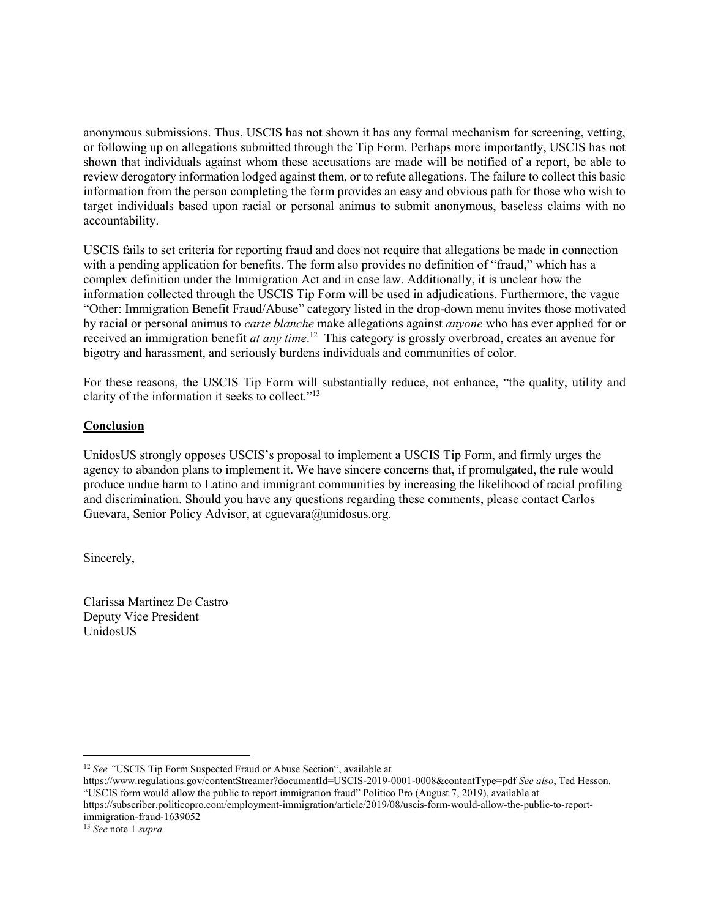anonymous submissions. Thus, USCIS has not shown it has any formal mechanism for screening, vetting, or following up on allegations submitted through the Tip Form. Perhaps more importantly, USCIS has not shown that individuals against whom these accusations are made will be notified of a report, be able to review derogatory information lodged against them, or to refute allegations. The failure to collect this basic information from the person completing the form provides an easy and obvious path for those who wish to target individuals based upon racial or personal animus to submit anonymous, baseless claims with no accountability.

USCIS fails to set criteria for reporting fraud and does not require that allegations be made in connection with a pending application for benefits. The form also provides no definition of "fraud," which has a complex definition under the Immigration Act and in case law. Additionally, it is unclear how the information collected through the USCIS Tip Form will be used in adjudications. Furthermore, the vague "Other: Immigration Benefit Fraud/Abuse" category listed in the drop-down menu invites those motivated by racial or personal animus to *carte blanche* make allegations against *anyone* who has ever applied for or received an immigration benefit *at any time*.[12] This category is grossly overbroad, creates an avenue for bigotry and harassment, and seriously burdens individuals and communities of color.

For these reasons, the USCIS Tip Form will substantially reduce, not enhance, "the quality, utility and clarity of the information it seeks to collect."[13]

## Conclusion

UnidosUS strongly opposes USCIS's proposal to implement a USCIS Tip Form, and firmly urges the agency to abandon plans to implement it. We have sincere concerns that, if promulgated, the rule would produce undue harm to Latino and immigrant communities by increasing the likelihood of racial profiling and discrimination. Should you have any questions regarding these comments, please contact Carlos Guevara, Senior Policy Advisor, at cguevara@unidosus.org.

Sincerely,

Clarissa Martinez De Castro
Deputy Vice President
UnidosUS

---

[12] *See* "USCIS Tip Form Suspected Fraud or Abuse Section", available at https://www.regulations.gov/contentStreamer?documentId=USCIS-2019-0001-0008&contentType=pdf *See also*, Ted Hesson. "USCIS form would allow the public to report immigration fraud" Politico Pro (August 7, 2019), available at https://subscriber.politicopro.com/employment-immigration/article/2019/08/uscis-form-would-allow-the-public-to-report-immigration-fraud-1639052

[13] *See* note 1 *supra.*